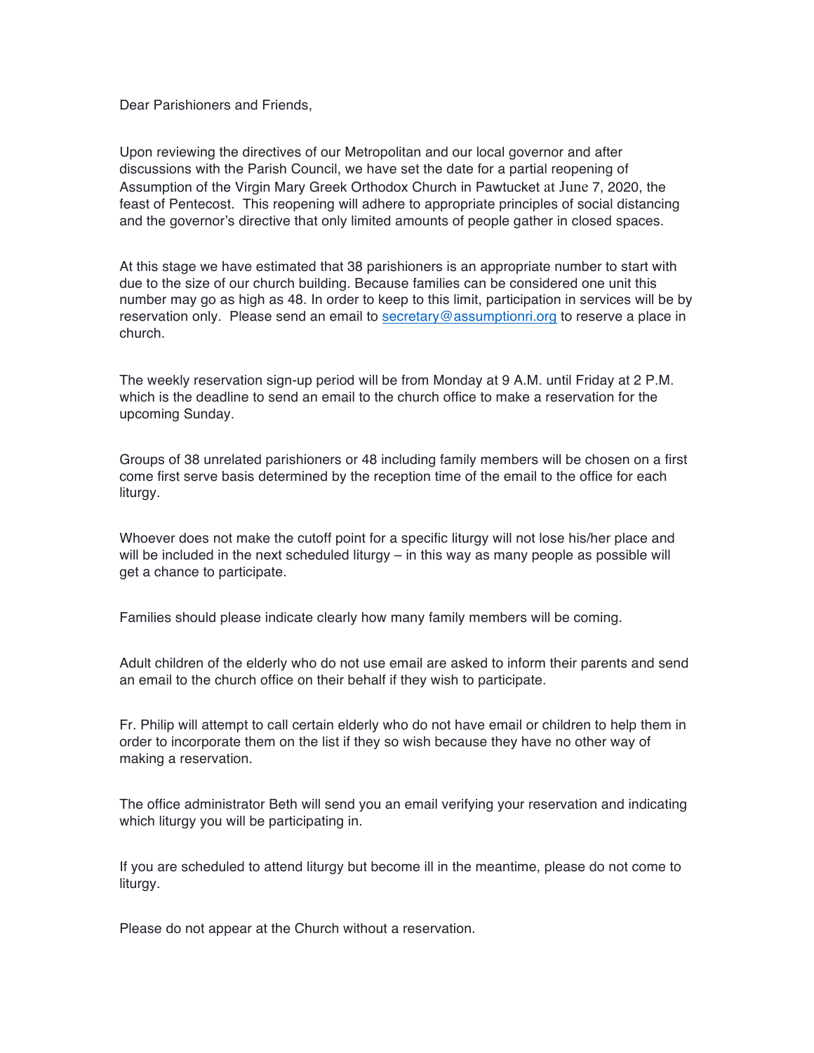Dear Parishioners and Friends,

Upon reviewing the directives of our Metropolitan and our local governor and after discussions with the Parish Council, we have set the date for a partial reopening of Assumption of the Virgin Mary Greek Orthodox Church in Pawtucket at June 7, 2020, the feast of Pentecost. This reopening will adhere to appropriate principles of social distancing and the governor's directive that only limited amounts of people gather in closed spaces.

At this stage we have estimated that 38 parishioners is an appropriate number to start with due to the size of our church building. Because families can be considered one unit this number may go as high as 48. In order to keep to this limit, participation in services will be by reservation only. Please send an email to secretary@assumptionri.org to reserve a place in church.

The weekly reservation sign-up period will be from Monday at 9 A.M. until Friday at 2 P.M. which is the deadline to send an email to the church office to make a reservation for the upcoming Sunday.

Groups of 38 unrelated parishioners or 48 including family members will be chosen on a first come first serve basis determined by the reception time of the email to the office for each liturgy.

Whoever does not make the cutoff point for a specific liturgy will not lose his/her place and will be included in the next scheduled liturgy – in this way as many people as possible will get a chance to participate.

Families should please indicate clearly how many family members will be coming.

Adult children of the elderly who do not use email are asked to inform their parents and send an email to the church office on their behalf if they wish to participate.

Fr. Philip will attempt to call certain elderly who do not have email or children to help them in order to incorporate them on the list if they so wish because they have no other way of making a reservation.

The office administrator Beth will send you an email verifying your reservation and indicating which liturgy you will be participating in.

If you are scheduled to attend liturgy but become ill in the meantime, please do not come to liturgy.

Please do not appear at the Church without a reservation.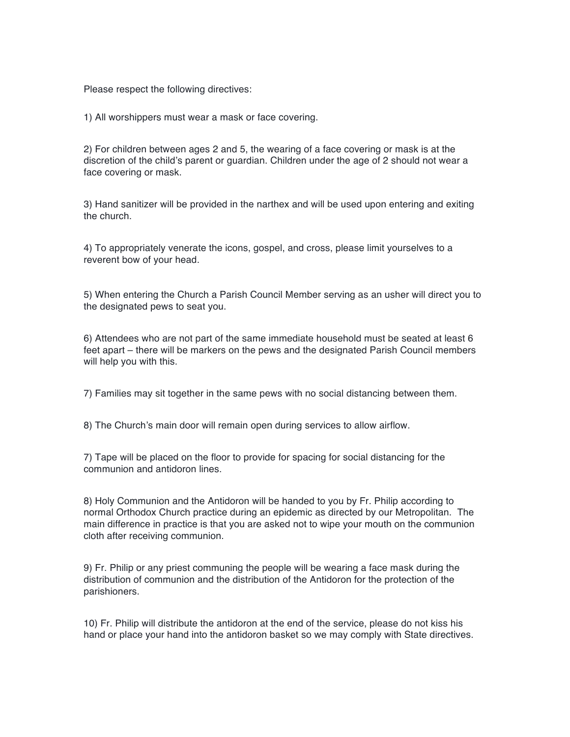Please respect the following directives:

1) All worshippers must wear a mask or face covering.

2) For children between ages 2 and 5, the wearing of a face covering or mask is at the discretion of the child's parent or guardian. Children under the age of 2 should not wear a face covering or mask.

3) Hand sanitizer will be provided in the narthex and will be used upon entering and exiting the church.

4) To appropriately venerate the icons, gospel, and cross, please limit yourselves to a reverent bow of your head.

5) When entering the Church a Parish Council Member serving as an usher will direct you to the designated pews to seat you.

6) Attendees who are not part of the same immediate household must be seated at least 6 feet apart – there will be markers on the pews and the designated Parish Council members will help you with this.

7) Families may sit together in the same pews with no social distancing between them.

8) The Church's main door will remain open during services to allow airflow.

7) Tape will be placed on the floor to provide for spacing for social distancing for the communion and antidoron lines.

8) Holy Communion and the Antidoron will be handed to you by Fr. Philip according to normal Orthodox Church practice during an epidemic as directed by our Metropolitan. The main difference in practice is that you are asked not to wipe your mouth on the communion cloth after receiving communion.

9) Fr. Philip or any priest communing the people will be wearing a face mask during the distribution of communion and the distribution of the Antidoron for the protection of the parishioners.

10) Fr. Philip will distribute the antidoron at the end of the service, please do not kiss his hand or place your hand into the antidoron basket so we may comply with State directives.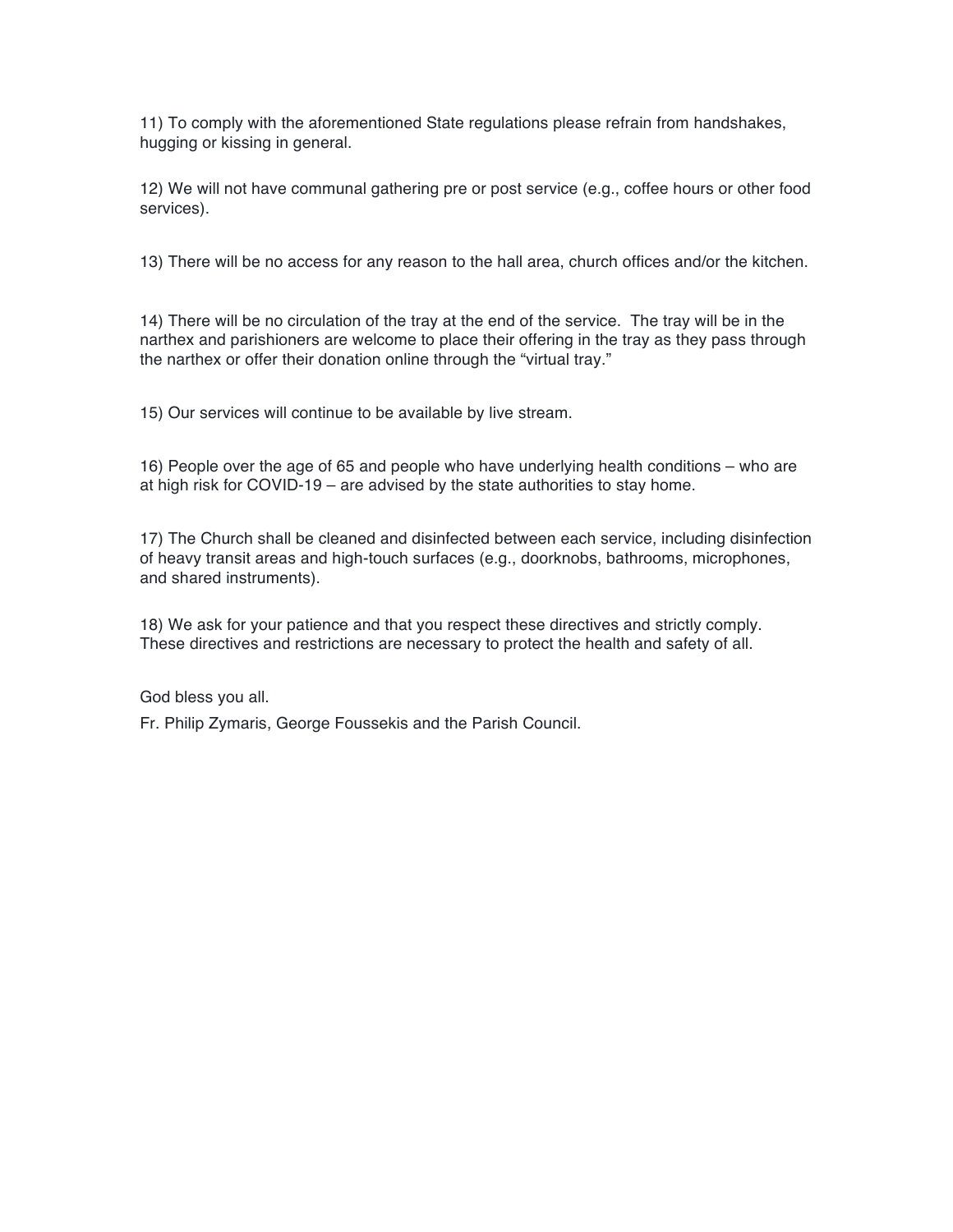11) To comply with the aforementioned State regulations please refrain from handshakes, hugging or kissing in general.

12) We will not have communal gathering pre or post service (e.g., coffee hours or other food services).

13) There will be no access for any reason to the hall area, church offices and/or the kitchen.

14) There will be no circulation of the tray at the end of the service. The tray will be in the narthex and parishioners are welcome to place their offering in the tray as they pass through the narthex or offer their donation online through the "virtual tray."

15) Our services will continue to be available by live stream.

16) People over the age of 65 and people who have underlying health conditions – who are at high risk for COVID-19 – are advised by the state authorities to stay home.

17) The Church shall be cleaned and disinfected between each service, including disinfection of heavy transit areas and high-touch surfaces (e.g., doorknobs, bathrooms, microphones, and shared instruments).

18) We ask for your patience and that you respect these directives and strictly comply. These directives and restrictions are necessary to protect the health and safety of all.

God bless you all.

Fr. Philip Zymaris, George Foussekis and the Parish Council.